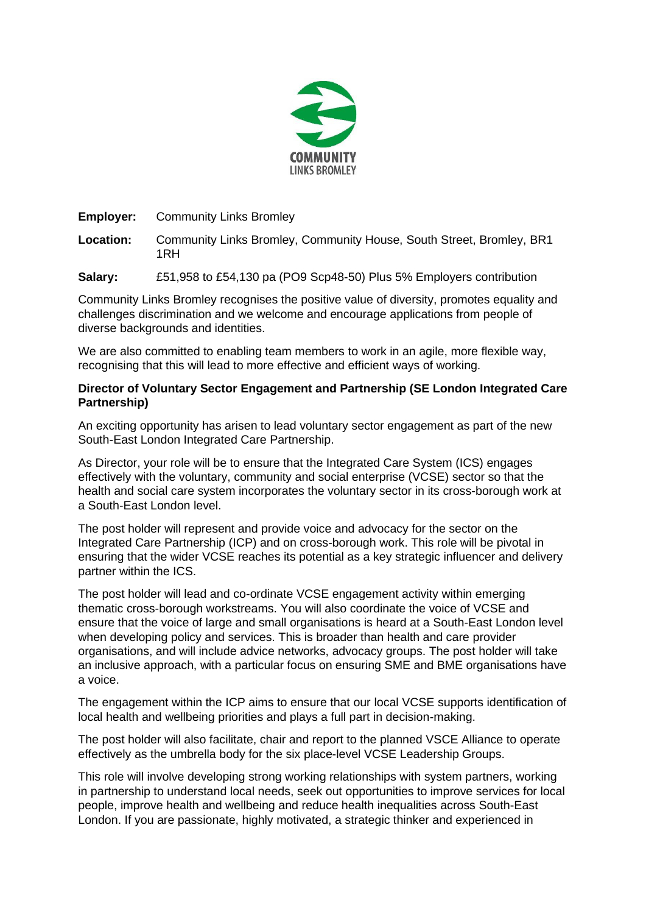COMMUNITY
LINKS BROMLEY

**Employer:** Community Links Bromley

**Location:** Community Links Bromley, Community House, South Street, Bromley, BR1 1RH

**Salary:** £51,958 to £54,130 pa (PO9 Scp48-50) Plus 5% Employers contribution

Community Links Bromley recognises the positive value of diversity, promotes equality and challenges discrimination and we welcome and encourage applications from people of diverse backgrounds and identities.

We are also committed to enabling team members to work in an agile, more flexible way, recognising that this will lead to more effective and efficient ways of working.

**Director of Voluntary Sector Engagement and Partnership (SE London Integrated Care Partnership)**

An exciting opportunity has arisen to lead voluntary sector engagement as part of the new South-East London Integrated Care Partnership.

As Director, your role will be to ensure that the Integrated Care System (ICS) engages effectively with the voluntary, community and social enterprise (VCSE) sector so that the health and social care system incorporates the voluntary sector in its cross-borough work at a South-East London level.

The post holder will represent and provide voice and advocacy for the sector on the Integrated Care Partnership (ICP) and on cross-borough work. This role will be pivotal in ensuring that the wider VCSE reaches its potential as a key strategic influencer and delivery partner within the ICS.

The post holder will lead and co-ordinate VCSE engagement activity within emerging thematic cross-borough workstreams. You will also coordinate the voice of VCSE and ensure that the voice of large and small organisations is heard at a South-East London level when developing policy and services. This is broader than health and care provider organisations, and will include advice networks, advocacy groups. The post holder will take an inclusive approach, with a particular focus on ensuring SME and BME organisations have a voice.

The engagement within the ICP aims to ensure that our local VCSE supports identification of local health and wellbeing priorities and plays a full part in decision-making.

The post holder will also facilitate, chair and report to the planned VSCE Alliance to operate effectively as the umbrella body for the six place-level VCSE Leadership Groups.

This role will involve developing strong working relationships with system partners, working in partnership to understand local needs, seek out opportunities to improve services for local people, improve health and wellbeing and reduce health inequalities across South-East London. If you are passionate, highly motivated, a strategic thinker and experienced in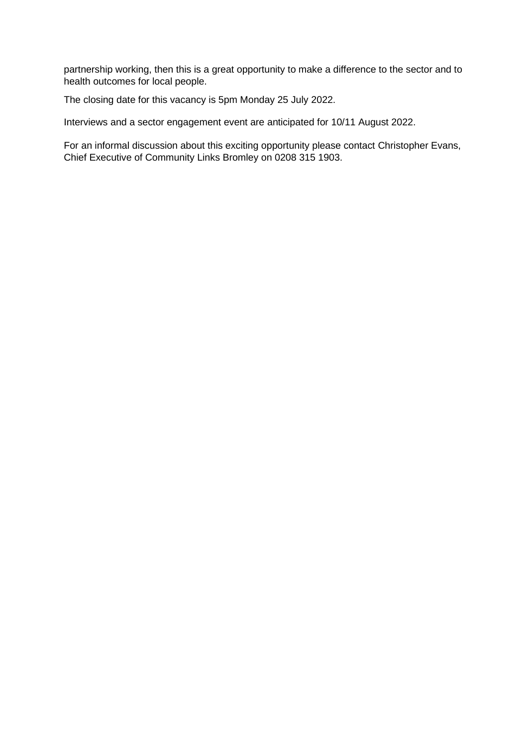partnership working, then this is a great opportunity to make a difference to the sector and to health outcomes for local people.

The closing date for this vacancy is 5pm Monday 25 July 2022.

Interviews and a sector engagement event are anticipated for 10/11 August 2022.

For an informal discussion about this exciting opportunity please contact Christopher Evans, Chief Executive of Community Links Bromley on 0208 315 1903.